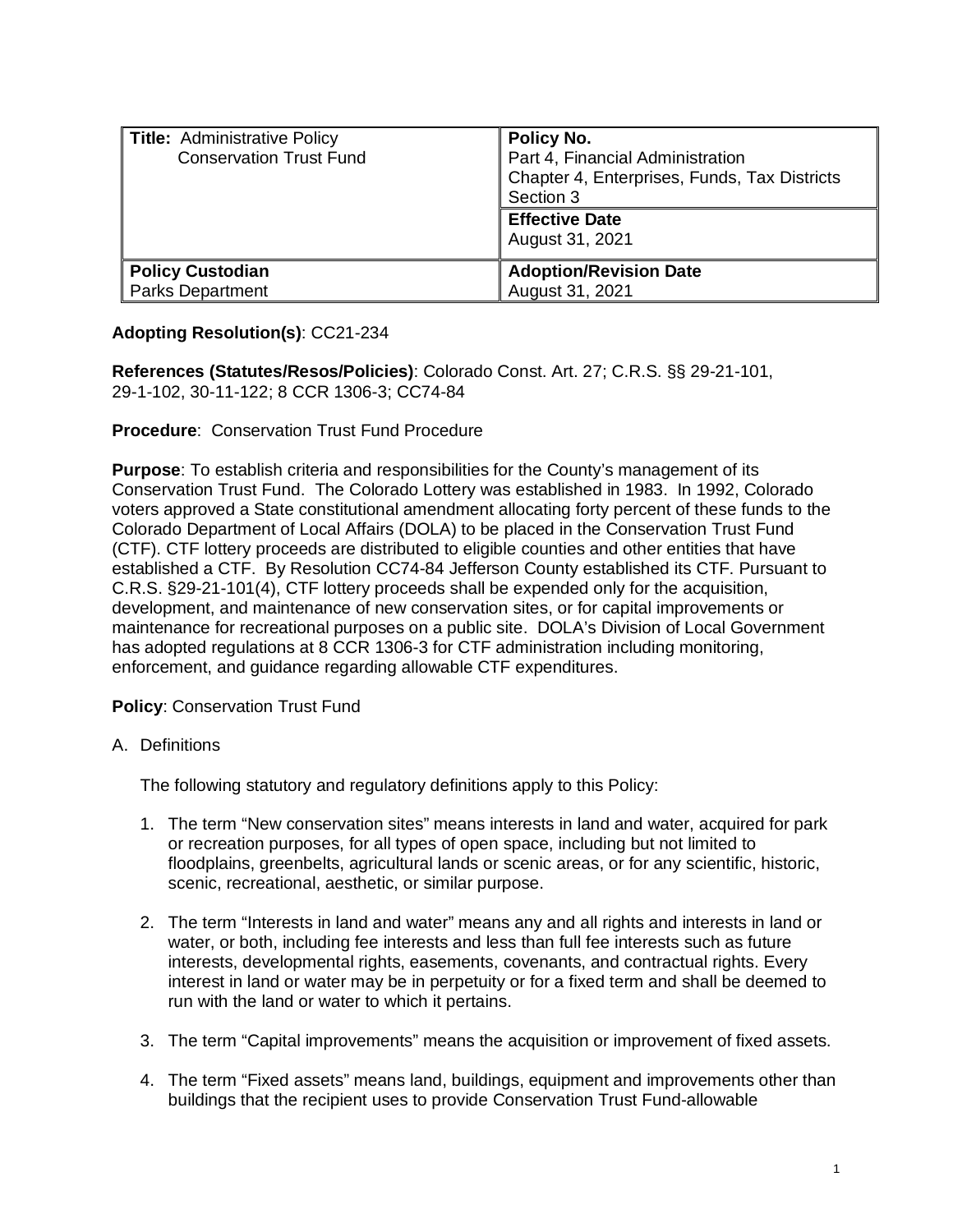| **Title:** Administrative Policy<br>Conservation Trust Fund | **Policy No.**<br>Part 4, Financial Administration<br>Chapter 4, Enterprises, Funds, Tax Districts<br>Section 3 |
|---|---|
| | **Effective Date**<br>August 31, 2021 |
| **Policy Custodian**<br>Parks Department | **Adoption/Revision Date**<br>August 31, 2021 |

**Adopting Resolution(s)**: CC21-234

**References (Statutes/Resos/Policies)**: Colorado Const. Art. 27; C.R.S. §§ 29-21-101, 29-1-102, 30-11-122; 8 CCR 1306-3; CC74-84

**Procedure**: Conservation Trust Fund Procedure

**Purpose**: To establish criteria and responsibilities for the County's management of its Conservation Trust Fund. The Colorado Lottery was established in 1983. In 1992, Colorado voters approved a State constitutional amendment allocating forty percent of these funds to the Colorado Department of Local Affairs (DOLA) to be placed in the Conservation Trust Fund (CTF). CTF lottery proceeds are distributed to eligible counties and other entities that have established a CTF. By Resolution CC74-84 Jefferson County established its CTF. Pursuant to C.R.S. §29-21-101(4), CTF lottery proceeds shall be expended only for the acquisition, development, and maintenance of new conservation sites, or for capital improvements or maintenance for recreational purposes on a public site. DOLA's Division of Local Government has adopted regulations at 8 CCR 1306-3 for CTF administration including monitoring, enforcement, and guidance regarding allowable CTF expenditures.

**Policy**: Conservation Trust Fund

A. Definitions

The following statutory and regulatory definitions apply to this Policy:

1. The term "New conservation sites" means interests in land and water, acquired for park or recreation purposes, for all types of open space, including but not limited to floodplains, greenbelts, agricultural lands or scenic areas, or for any scientific, historic, scenic, recreational, aesthetic, or similar purpose.

2. The term "Interests in land and water" means any and all rights and interests in land or water, or both, including fee interests and less than full fee interests such as future interests, developmental rights, easements, covenants, and contractual rights. Every interest in land or water may be in perpetuity or for a fixed term and shall be deemed to run with the land or water to which it pertains.

3. The term "Capital improvements" means the acquisition or improvement of fixed assets.

4. The term "Fixed assets" means land, buildings, equipment and improvements other than buildings that the recipient uses to provide Conservation Trust Fund-allowable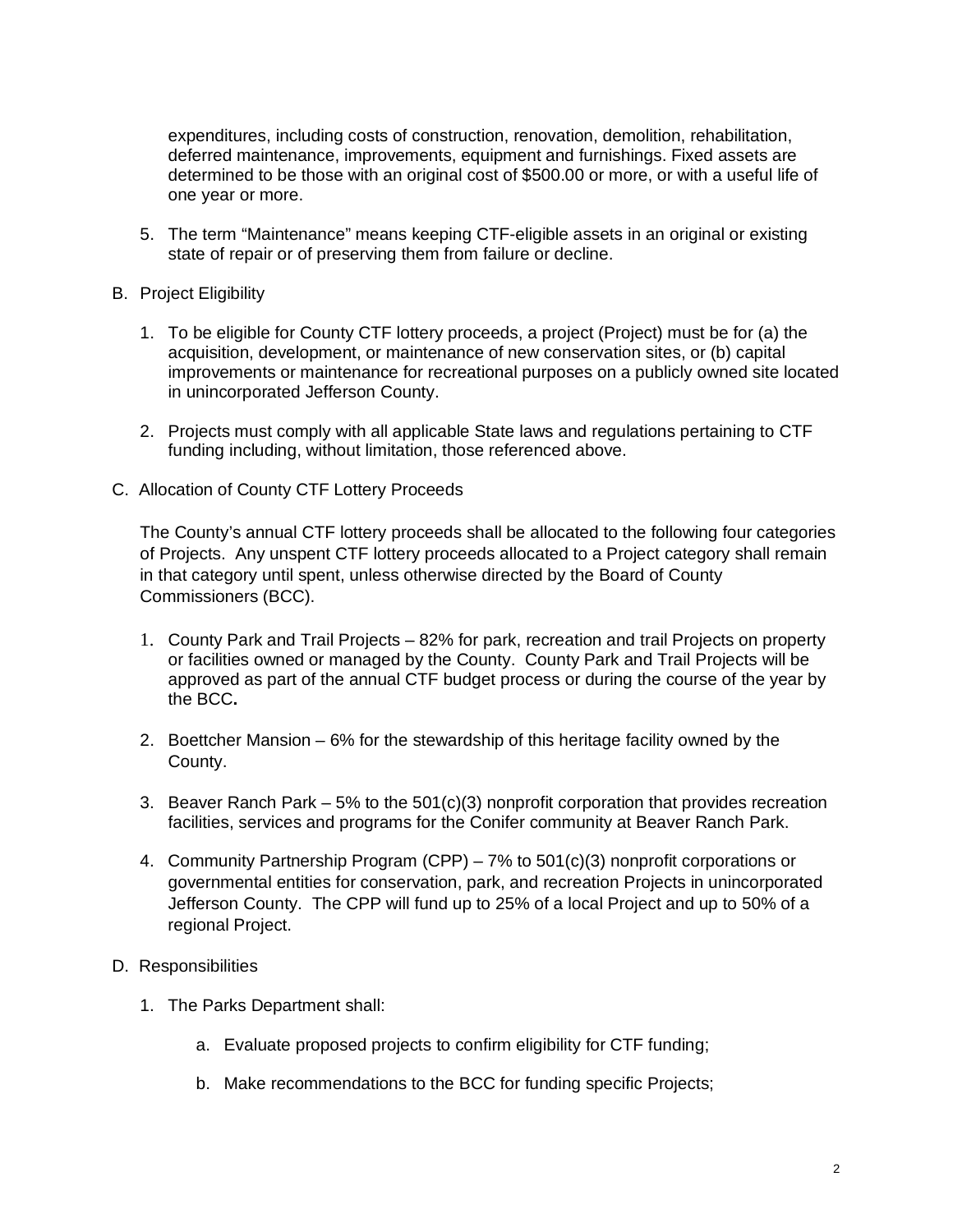expenditures, including costs of construction, renovation, demolition, rehabilitation, deferred maintenance, improvements, equipment and furnishings. Fixed assets are determined to be those with an original cost of $500.00 or more, or with a useful life of one year or more.

5. The term “Maintenance” means keeping CTF-eligible assets in an original or existing state of repair or of preserving them from failure or decline.

B. Project Eligibility

1. To be eligible for County CTF lottery proceeds, a project (Project) must be for (a) the acquisition, development, or maintenance of new conservation sites, or (b) capital improvements or maintenance for recreational purposes on a publicly owned site located in unincorporated Jefferson County.

2. Projects must comply with all applicable State laws and regulations pertaining to CTF funding including, without limitation, those referenced above.

C. Allocation of County CTF Lottery Proceeds

The County’s annual CTF lottery proceeds shall be allocated to the following four categories of Projects. Any unspent CTF lottery proceeds allocated to a Project category shall remain in that category until spent, unless otherwise directed by the Board of County Commissioners (BCC).

1. County Park and Trail Projects – 82% for park, recreation and trail Projects on property or facilities owned or managed by the County. County Park and Trail Projects will be approved as part of the annual CTF budget process or during the course of the year by the BCC**.**

2. Boettcher Mansion – 6% for the stewardship of this heritage facility owned by the County.

3. Beaver Ranch Park – 5% to the 501(c)(3) nonprofit corporation that provides recreation facilities, services and programs for the Conifer community at Beaver Ranch Park.

4. Community Partnership Program (CPP) – 7% to 501(c)(3) nonprofit corporations or governmental entities for conservation, park, and recreation Projects in unincorporated Jefferson County. The CPP will fund up to 25% of a local Project and up to 50% of a regional Project.

D. Responsibilities

1. The Parks Department shall:

   a. Evaluate proposed projects to confirm eligibility for CTF funding;

   b. Make recommendations to the BCC for funding specific Projects;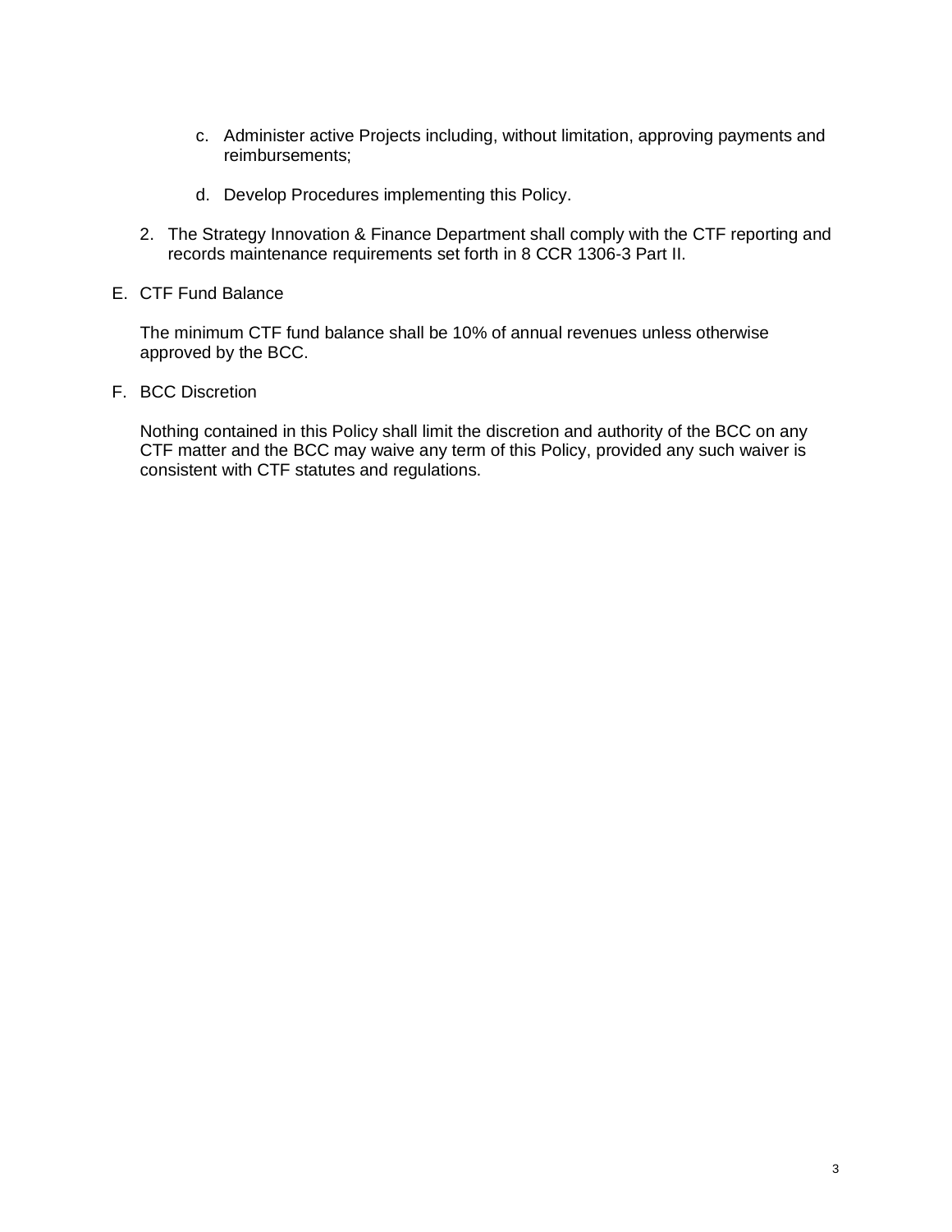c. Administer active Projects including, without limitation, approving payments and reimbursements;

d. Develop Procedures implementing this Policy.

2. The Strategy Innovation & Finance Department shall comply with the CTF reporting and records maintenance requirements set forth in 8 CCR 1306-3 Part II.

E. CTF Fund Balance

The minimum CTF fund balance shall be 10% of annual revenues unless otherwise approved by the BCC.

F. BCC Discretion

Nothing contained in this Policy shall limit the discretion and authority of the BCC on any CTF matter and the BCC may waive any term of this Policy, provided any such waiver is consistent with CTF statutes and regulations.